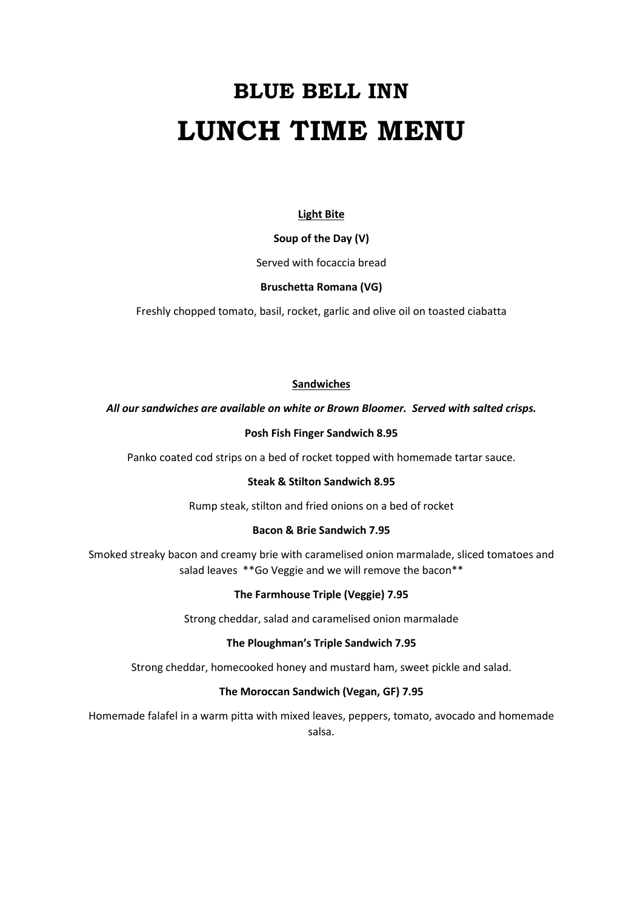# BLUE BELL INN
# LUNCH TIME MENU

## Light Bite

**Soup of the Day (V)**

Served with focaccia bread

**Bruschetta Romana (VG)**

Freshly chopped tomato, basil, rocket, garlic and olive oil on toasted ciabatta

## Sandwiches

***All our sandwiches are available on white or Brown Bloomer. Served with salted crisps.***

**Posh Fish Finger Sandwich 8.95**

Panko coated cod strips on a bed of rocket topped with homemade tartar sauce.

**Steak & Stilton Sandwich 8.95**

Rump steak, stilton and fried onions on a bed of rocket

**Bacon & Brie Sandwich 7.95**

Smoked streaky bacon and creamy brie with caramelised onion marmalade, sliced tomatoes and salad leaves **Go Veggie and we will remove the bacon**

**The Farmhouse Triple (Veggie) 7.95**

Strong cheddar, salad and caramelised onion marmalade

**The Ploughman's Triple Sandwich 7.95**

Strong cheddar, homecooked honey and mustard ham, sweet pickle and salad.

**The Moroccan Sandwich (Vegan, GF) 7.95**

Homemade falafel in a warm pitta with mixed leaves, peppers, tomato, avocado and homemade salsa.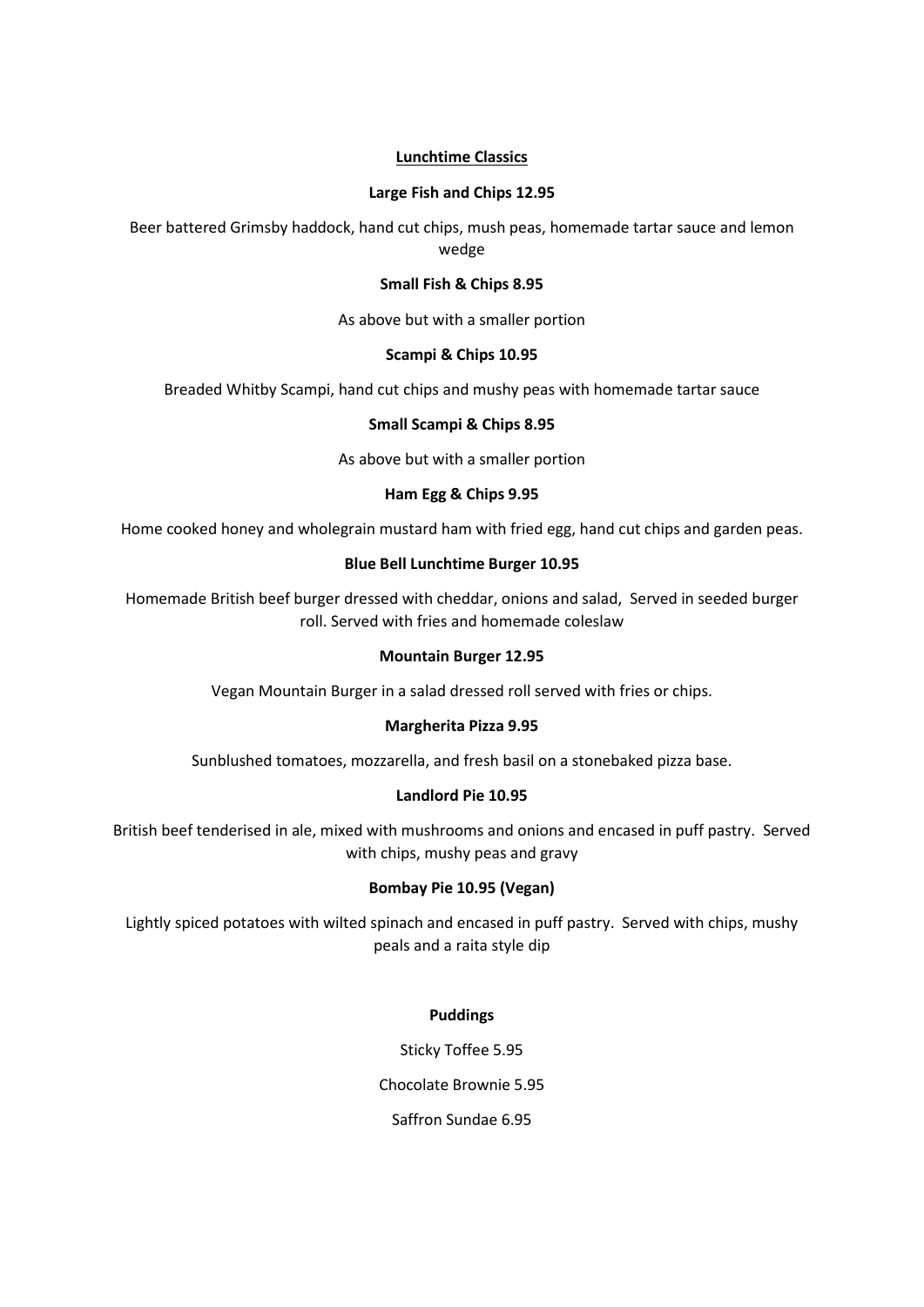## Lunchtime Classics

**Large Fish and Chips 12.95**

Beer battered Grimsby haddock, hand cut chips, mush peas, homemade tartar sauce and lemon wedge

**Small Fish & Chips 8.95**

As above but with a smaller portion

**Scampi & Chips 10.95**

Breaded Whitby Scampi, hand cut chips and mushy peas with homemade tartar sauce

**Small Scampi & Chips 8.95**

As above but with a smaller portion

**Ham Egg & Chips 9.95**

Home cooked honey and wholegrain mustard ham with fried egg, hand cut chips and garden peas.

**Blue Bell Lunchtime Burger 10.95**

Homemade British beef burger dressed with cheddar, onions and salad, Served in seeded burger roll. Served with fries and homemade coleslaw

**Mountain Burger 12.95**

Vegan Mountain Burger in a salad dressed roll served with fries or chips.

**Margherita Pizza 9.95**

Sunblushed tomatoes, mozzarella, and fresh basil on a stonebaked pizza base.

**Landlord Pie 10.95**

British beef tenderised in ale, mixed with mushrooms and onions and encased in puff pastry. Served with chips, mushy peas and gravy

**Bombay Pie 10.95 (Vegan)**

Lightly spiced potatoes with wilted spinach and encased in puff pastry. Served with chips, mushy peals and a raita style dip

### Puddings

Sticky Toffee 5.95

Chocolate Brownie 5.95

Saffron Sundae 6.95